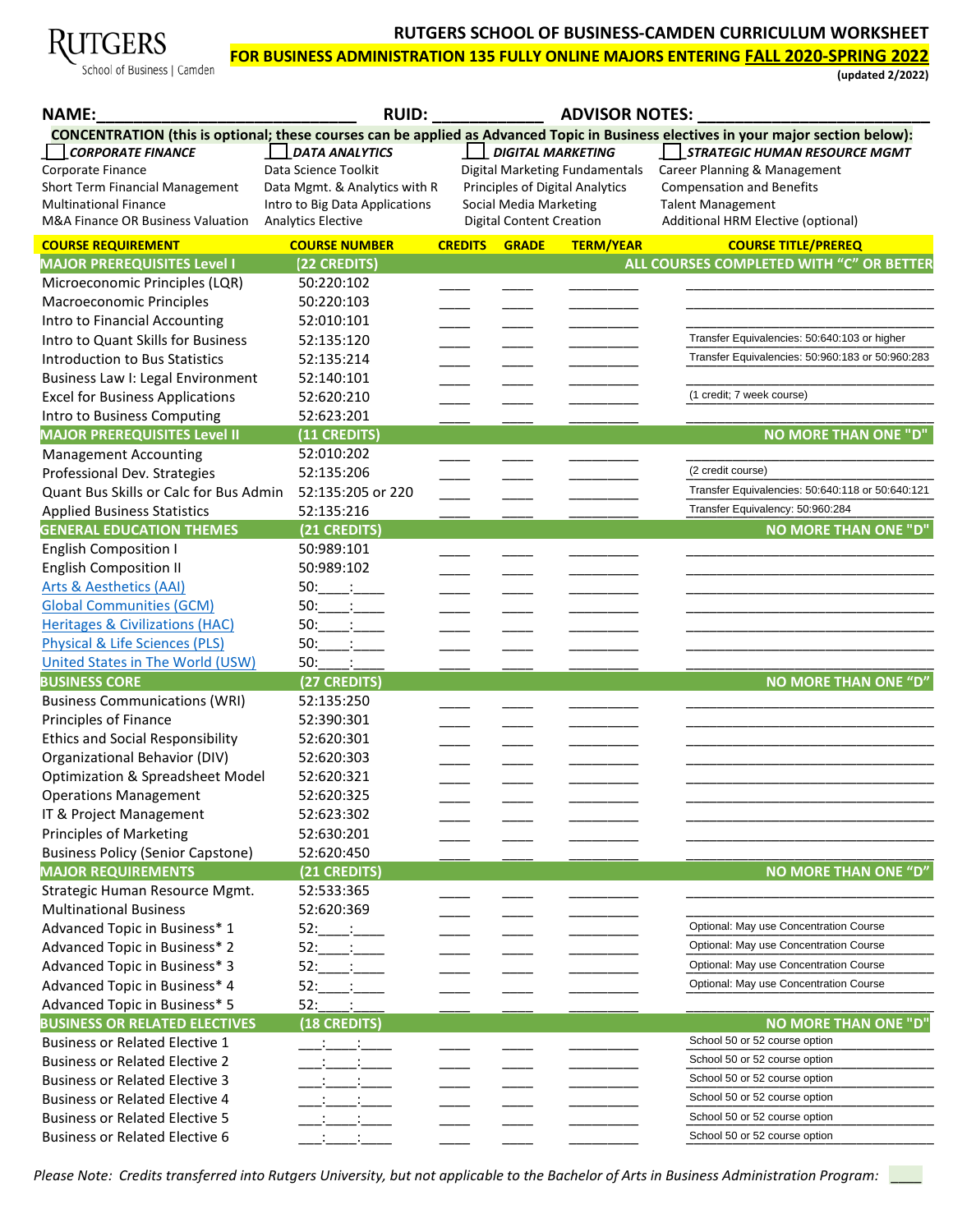Rutgers School of Business | Camden

# RUTGERS SCHOOL OF BUSINESS-CAMDEN CURRICULUM WORKSHEET

## FOR BUSINESS ADMINISTRATION 135 FULLY ONLINE MAJORS ENTERING FALL 2020-SPRING 2022

(updated 2/2022)

**NAME:**_____________________________ **RUID:** ____________ **ADVISOR NOTES:** ________________________

**CONCENTRATION (this is optional; these courses can be applied as Advanced Topic in Business electives in your major section below):**

| ☐ CORPORATE FINANCE | ☐ DATA ANALYTICS | ☐ DIGITAL MARKETING | ☐ STRATEGIC HUMAN RESOURCE MGMT |
|---|---|---|---|
| Corporate Finance | Data Science Toolkit | Digital Marketing Fundamentals | Career Planning & Management |
| Short Term Financial Management | Data Mgmt. & Analytics with R | Principles of Digital Analytics | Compensation and Benefits |
| Multinational Finance | Intro to Big Data Applications | Social Media Marketing | Talent Management |
| M&A Finance OR Business Valuation | Analytics Elective | Digital Content Creation | Additional HRM Elective (optional) |

| COURSE REQUIREMENT | COURSE NUMBER | CREDITS | GRADE | TERM/YEAR | COURSE TITLE/PREREQ |
|---|---|---|---|---|---|
| **MAJOR PREREQUISITES Level I** | **(22 CREDITS)** | | | | **ALL COURSES COMPLETED WITH "C" OR BETTER** |
| Microeconomic Principles (LQR) | 50:220:102 | ____ | ____ | _________ | |
| Macroeconomic Principles | 50:220:103 | ____ | ____ | _________ | |
| Intro to Financial Accounting | 52:010:101 | ____ | ____ | _________ | |
| Intro to Quant Skills for Business | 52:135:120 | ____ | ____ | _________ | Transfer Equivalencies: 50:640:103 or higher |
| Introduction to Bus Statistics | 52:135:214 | ____ | ____ | _________ | Transfer Equivalencies: 50:960:183 or 50:960:283 |
| Business Law I: Legal Environment | 52:140:101 | ____ | ____ | _________ | |
| Excel for Business Applications | 52:620:210 | ____ | ____ | _________ | (1 credit; 7 week course) |
| Intro to Business Computing | 52:623:201 | ____ | ____ | _________ | |
| **MAJOR PREREQUISITES Level II** | **(11 CREDITS)** | | | | **NO MORE THAN ONE "D"** |
| Management Accounting | 52:010:202 | ____ | ____ | _________ | |
| Professional Dev. Strategies | 52:135:206 | ____ | ____ | _________ | (2 credit course) |
| Quant Bus Skills or Calc for Bus Admin | 52:135:205 or 220 | ____ | ____ | _________ | Transfer Equivalencies: 50:640:118 or 50:640:121 |
| Applied Business Statistics | 52:135:216 | ____ | ____ | _________ | Transfer Equivalency: 50:960:284 |
| **GENERAL EDUCATION THEMES** | **(21 CREDITS)** | | | | **NO MORE THAN ONE "D"** |
| English Composition I | 50:989:101 | ____ | ____ | _________ | |
| English Composition II | 50:989:102 | ____ | ____ | _________ | |
| Arts & Aesthetics (AAI) | 50:____:____ | ____ | ____ | _________ | |
| Global Communities (GCM) | 50:____:____ | ____ | ____ | _________ | |
| Heritages & Civilizations (HAC) | 50:____:____ | ____ | ____ | _________ | |
| Physical & Life Sciences (PLS) | 50:____:____ | ____ | ____ | _________ | |
| United States in The World (USW) | 50:____:____ | ____ | ____ | _________ | |
| **BUSINESS CORE** | **(27 CREDITS)** | | | | **NO MORE THAN ONE "D"** |
| Business Communications (WRI) | 52:135:250 | ____ | ____ | _________ | |
| Principles of Finance | 52:390:301 | ____ | ____ | _________ | |
| Ethics and Social Responsibility | 52:620:301 | ____ | ____ | _________ | |
| Organizational Behavior (DIV) | 52:620:303 | ____ | ____ | _________ | |
| Optimization & Spreadsheet Model | 52:620:321 | ____ | ____ | _________ | |
| Operations Management | 52:620:325 | ____ | ____ | _________ | |
| IT & Project Management | 52:623:302 | ____ | ____ | _________ | |
| Principles of Marketing | 52:630:201 | ____ | ____ | _________ | |
| Business Policy (Senior Capstone) | 52:620:450 | ____ | ____ | _________ | |
| **MAJOR REQUIREMENTS** | **(21 CREDITS)** | | | | **NO MORE THAN ONE "D"** |
| Strategic Human Resource Mgmt. | 52:533:365 | ____ | ____ | _________ | |
| Multinational Business | 52:620:369 | ____ | ____ | _________ | |
| Advanced Topic in Business* 1 | 52:____:____ | ____ | ____ | _________ | Optional: May use Concentration Course |
| Advanced Topic in Business* 2 | 52:____:____ | ____ | ____ | _________ | Optional: May use Concentration Course |
| Advanced Topic in Business* 3 | 52:____:____ | ____ | ____ | _________ | Optional: May use Concentration Course |
| Advanced Topic in Business* 4 | 52:____:____ | ____ | ____ | _________ | Optional: May use Concentration Course |
| Advanced Topic in Business* 5 | 52:____:____ | ____ | ____ | _________ | |
| **BUSINESS OR RELATED ELECTIVES** | **(18 CREDITS)** | | | | **NO MORE THAN ONE "D"** |
| Business or Related Elective 1 | ___:____:____ | ____ | ____ | _________ | School 50 or 52 course option |
| Business or Related Elective 2 | ___:____:____ | ____ | ____ | _________ | School 50 or 52 course option |
| Business or Related Elective 3 | ___:____:____ | ____ | ____ | _________ | School 50 or 52 course option |
| Business or Related Elective 4 | ___:____:____ | ____ | ____ | _________ | School 50 or 52 course option |
| Business or Related Elective 5 | ___:____:____ | ____ | ____ | _________ | School 50 or 52 course option |
| Business or Related Elective 6 | ___:____:____ | ____ | ____ | _________ | School 50 or 52 course option |

*Please Note: Credits transferred into Rutgers University, but not applicable to the Bachelor of Arts in Business Administration Program:* ____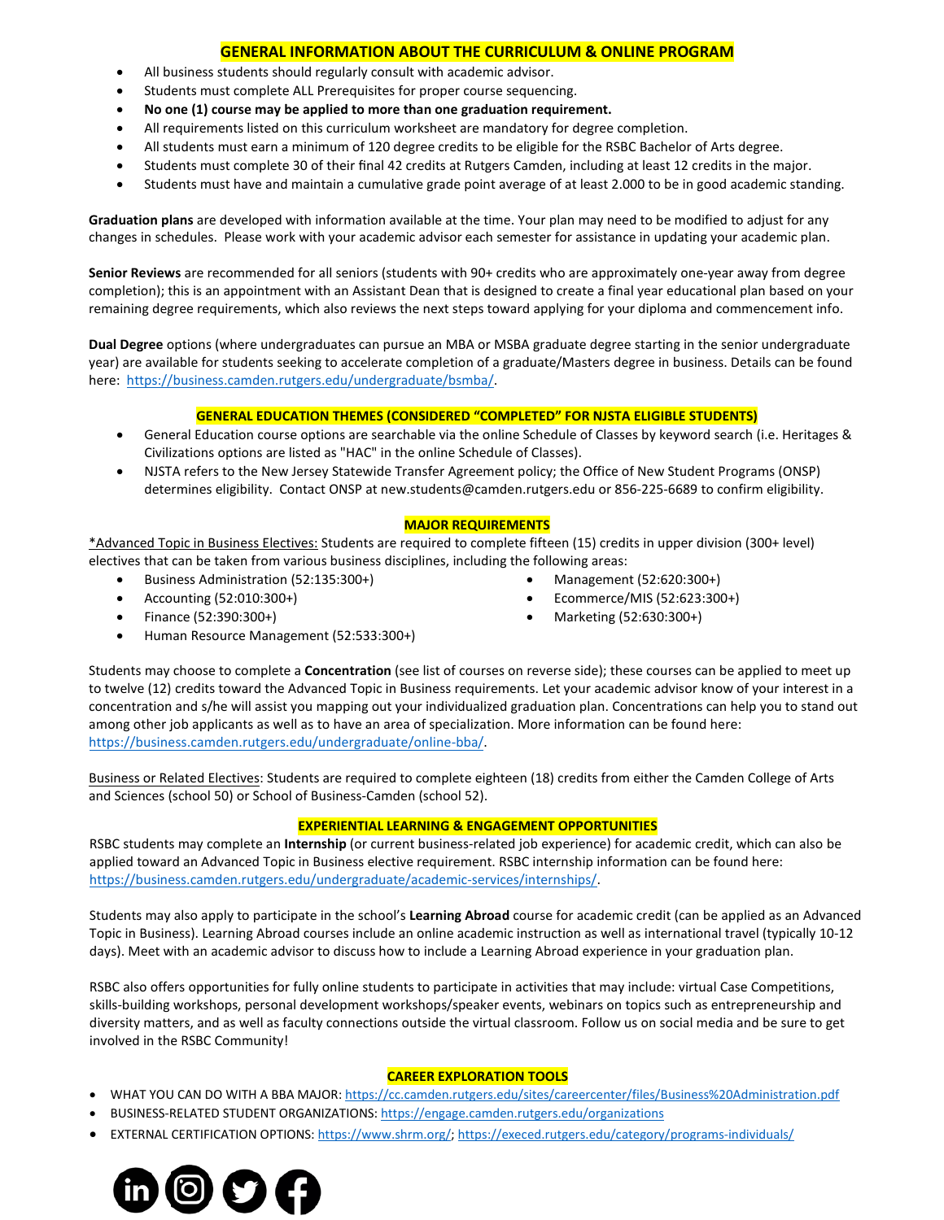## GENERAL INFORMATION ABOUT THE CURRICULUM & ONLINE PROGRAM

- All business students should regularly consult with academic advisor.
- Students must complete ALL Prerequisites for proper course sequencing.
- **No one (1) course may be applied to more than one graduation requirement.**
- All requirements listed on this curriculum worksheet are mandatory for degree completion.
- All students must earn a minimum of 120 degree credits to be eligible for the RSBC Bachelor of Arts degree.
- Students must complete 30 of their final 42 credits at Rutgers Camden, including at least 12 credits in the major.
- Students must have and maintain a cumulative grade point average of at least 2.000 to be in good academic standing.

**Graduation plans** are developed with information available at the time. Your plan may need to be modified to adjust for any changes in schedules. Please work with your academic advisor each semester for assistance in updating your academic plan.

**Senior Reviews** are recommended for all seniors (students with 90+ credits who are approximately one-year away from degree completion); this is an appointment with an Assistant Dean that is designed to create a final year educational plan based on your remaining degree requirements, which also reviews the next steps toward applying for your diploma and commencement info.

**Dual Degree** options (where undergraduates can pursue an MBA or MSBA graduate degree starting in the senior undergraduate year) are available for students seeking to accelerate completion of a graduate/Masters degree in business. Details can be found here: https://business.camden.rutgers.edu/undergraduate/bsmba/.

## GENERAL EDUCATION THEMES (CONSIDERED "COMPLETED" FOR NJSTA ELIGIBLE STUDENTS)

- General Education course options are searchable via the online Schedule of Classes by keyword search (i.e. Heritages & Civilizations options are listed as "HAC" in the online Schedule of Classes).
- NJSTA refers to the New Jersey Statewide Transfer Agreement policy; the Office of New Student Programs (ONSP) determines eligibility. Contact ONSP at new.students@camden.rutgers.edu or 856-225-6689 to confirm eligibility.

## MAJOR REQUIREMENTS

*Advanced Topic in Business Electives: Students are required to complete fifteen (15) credits in upper division (300+ level) electives that can be taken from various business disciplines, including the following areas:

- Business Administration (52:135:300+)
- Accounting (52:010:300+)
- Finance (52:390:300+)
- Human Resource Management (52:533:300+)
- Management (52:620:300+)
- Ecommerce/MIS (52:623:300+)
- Marketing (52:630:300+)

Students may choose to complete a **Concentration** (see list of courses on reverse side); these courses can be applied to meet up to twelve (12) credits toward the Advanced Topic in Business requirements. Let your academic advisor know of your interest in a concentration and s/he will assist you mapping out your individualized graduation plan. Concentrations can help you to stand out among other job applicants as well as to have an area of specialization. More information can be found here: https://business.camden.rutgers.edu/undergraduate/online-bba/.

Business or Related Electives: Students are required to complete eighteen (18) credits from either the Camden College of Arts and Sciences (school 50) or School of Business-Camden (school 52).

## EXPERIENTIAL LEARNING & ENGAGEMENT OPPORTUNITIES

RSBC students may complete an **Internship** (or current business-related job experience) for academic credit, which can also be applied toward an Advanced Topic in Business elective requirement. RSBC internship information can be found here: https://business.camden.rutgers.edu/undergraduate/academic-services/internships/.

Students may also apply to participate in the school's **Learning Abroad** course for academic credit (can be applied as an Advanced Topic in Business). Learning Abroad courses include an online academic instruction as well as international travel (typically 10-12 days). Meet with an academic advisor to discuss how to include a Learning Abroad experience in your graduation plan.

RSBC also offers opportunities for fully online students to participate in activities that may include: virtual Case Competitions, skills-building workshops, personal development workshops/speaker events, webinars on topics such as entrepreneurship and diversity matters, and as well as faculty connections outside the virtual classroom. Follow us on social media and be sure to get involved in the RSBC Community!

## CAREER EXPLORATION TOOLS

- WHAT YOU CAN DO WITH A BBA MAJOR: https://cc.camden.rutgers.edu/sites/careercenter/files/Business%20Administration.pdf
- BUSINESS-RELATED STUDENT ORGANIZATIONS: https://engage.camden.rutgers.edu/organizations
- EXTERNAL CERTIFICATION OPTIONS: https://www.shrm.org/; https://execed.rutgers.edu/category/programs-individuals/